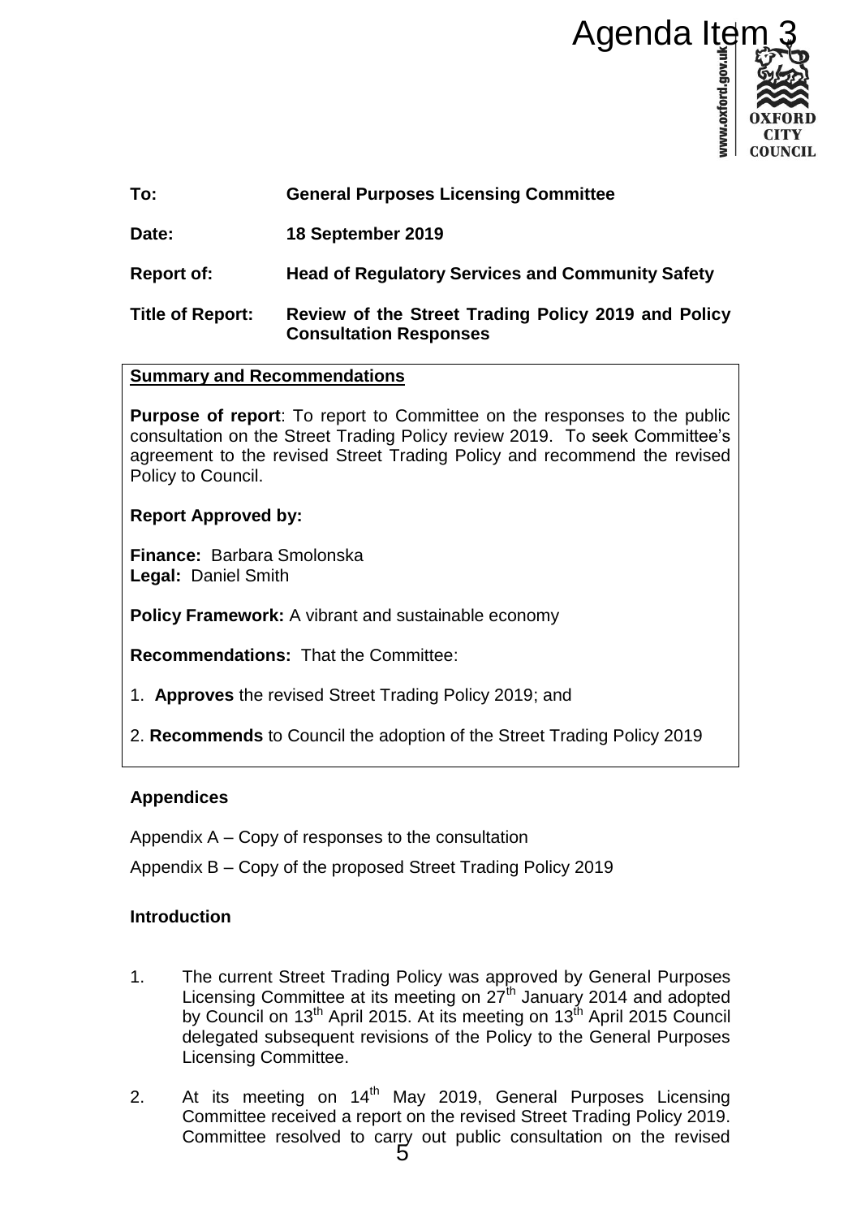Agenda Item 3

www.oxford.gov.uk

OXFORD CITY COUNCIL

**To:** **General Purposes Licensing Committee**

**Date:** **18 September 2019**

**Report of:** **Head of Regulatory Services and Community Safety**

**Title of Report:** **Review of the Street Trading Policy 2019 and Policy Consultation Responses**

**Summary and Recommendations**

**Purpose of report**: To report to Committee on the responses to the public consultation on the Street Trading Policy review 2019. To seek Committee's agreement to the revised Street Trading Policy and recommend the revised Policy to Council.

**Report Approved by:**

**Finance:** Barbara Smolonska
**Legal:** Daniel Smith

**Policy Framework:** A vibrant and sustainable economy

**Recommendations:** That the Committee:

1. **Approves** the revised Street Trading Policy 2019; and

2. **Recommends** to Council the adoption of the Street Trading Policy 2019

## Appendices

Appendix A – Copy of responses to the consultation

Appendix B – Copy of the proposed Street Trading Policy 2019

## Introduction

1. The current Street Trading Policy was approved by General Purposes Licensing Committee at its meeting on 27th January 2014 and adopted by Council on 13th April 2015. At its meeting on 13th April 2015 Council delegated subsequent revisions of the Policy to the General Purposes Licensing Committee.

2. At its meeting on 14th May 2019, General Purposes Licensing Committee received a report on the revised Street Trading Policy 2019. Committee resolved to carry out public consultation on the revised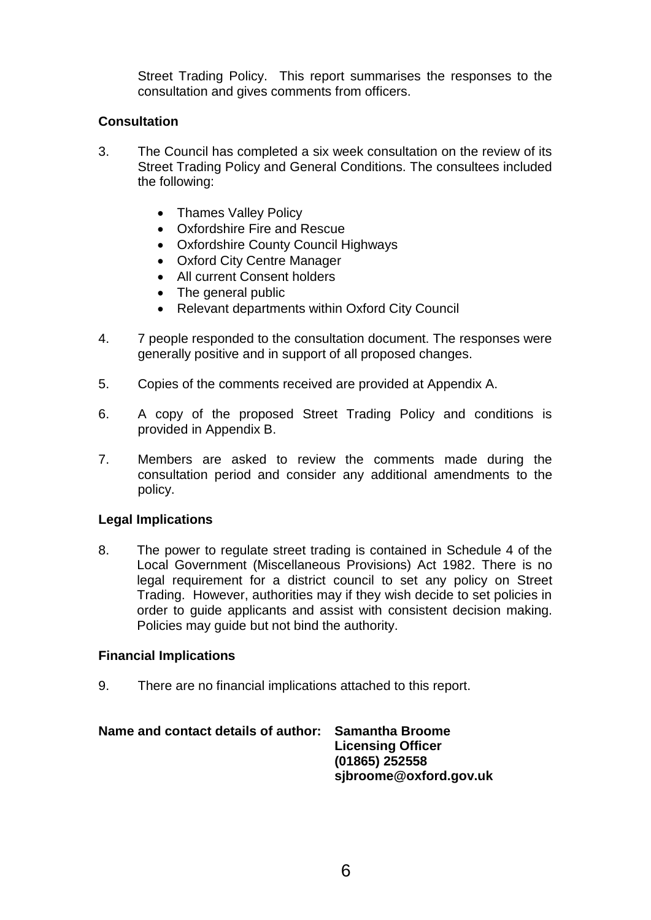Street Trading Policy. This report summarises the responses to the consultation and gives comments from officers.

**Consultation**

3. The Council has completed a six week consultation on the review of its Street Trading Policy and General Conditions. The consultees included the following:

- Thames Valley Policy
- Oxfordshire Fire and Rescue
- Oxfordshire County Council Highways
- Oxford City Centre Manager
- All current Consent holders
- The general public
- Relevant departments within Oxford City Council

4. 7 people responded to the consultation document. The responses were generally positive and in support of all proposed changes.

5. Copies of the comments received are provided at Appendix A.

6. A copy of the proposed Street Trading Policy and conditions is provided in Appendix B.

7. Members are asked to review the comments made during the consultation period and consider any additional amendments to the policy.

**Legal Implications**

8. The power to regulate street trading is contained in Schedule 4 of the Local Government (Miscellaneous Provisions) Act 1982. There is no legal requirement for a district council to set any policy on Street Trading. However, authorities may if they wish decide to set policies in order to guide applicants and assist with consistent decision making. Policies may guide but not bind the authority.

**Financial Implications**

9. There are no financial implications attached to this report.

**Name and contact details of author:** **Samantha Broome**
**Licensing Officer**
**(01865) 252558**
**sjbroome@oxford.gov.uk**